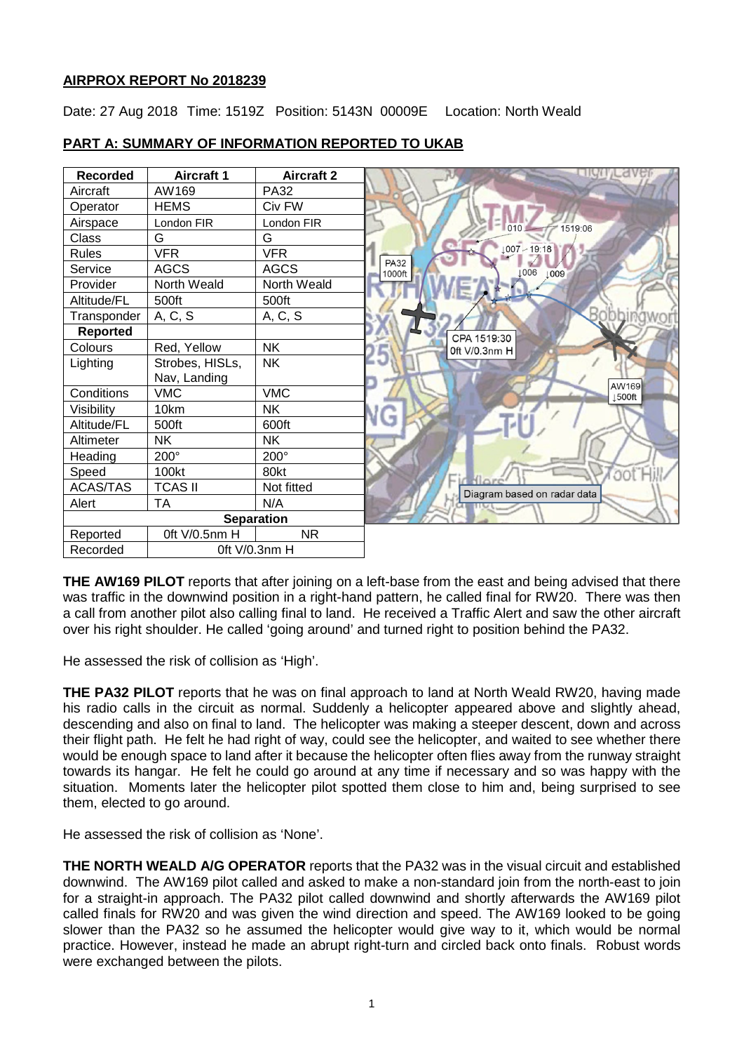**AIRPROX REPORT No 2018239**

Date: 27 Aug 2018 Time: 1519Z Position: 5143N 00009E Location: North Weald

**PART A: SUMMARY OF INFORMATION REPORTED TO UKAB**

| Recorded | Aircraft 1 | Aircraft 2 |
|---|---|---|
| Aircraft | AW169 | PA32 |
| Operator | HEMS | Civ FW |
| Airspace | London FIR | London FIR |
| Class | G | G |
| Rules | VFR | VFR |
| Service | AGCS | AGCS |
| Provider | North Weald | North Weald |
| Altitude/FL | 500ft | 500ft |
| Transponder | A, C, S | A, C, S |
| **Reported** | | |
| Colours | Red, Yellow | NK |
| Lighting | Strobes, HISLs, Nav, Landing | NK |
| Conditions | VMC | VMC |
| Visibility | 10km | NK |
| Altitude/FL | 500ft | 600ft |
| Altimeter | NK | NK |
| Heading | 200° | 200° |
| Speed | 100kt | 80kt |
| ACAS/TAS | TCAS II | Not fitted |
| Alert | TA | N/A |
| **Separation** | | |
| Reported | 0ft V/0.5nm H | NR |
| Recorded | 0ft V/0.3nm H | |

Diagram based on radar data

**THE AW169 PILOT** reports that after joining on a left-base from the east and being advised that there was traffic in the downwind position in a right-hand pattern, he called final for RW20. There was then a call from another pilot also calling final to land. He received a Traffic Alert and saw the other aircraft over his right shoulder. He called 'going around' and turned right to position behind the PA32.

He assessed the risk of collision as 'High'.

**THE PA32 PILOT** reports that he was on final approach to land at North Weald RW20, having made his radio calls in the circuit as normal. Suddenly a helicopter appeared above and slightly ahead, descending and also on final to land. The helicopter was making a steeper descent, down and across their flight path. He felt he had right of way, could see the helicopter, and waited to see whether there would be enough space to land after it because the helicopter often flies away from the runway straight towards its hangar. He felt he could go around at any time if necessary and so was happy with the situation. Moments later the helicopter pilot spotted them close to him and, being surprised to see them, elected to go around.

He assessed the risk of collision as 'None'.

**THE NORTH WEALD A/G OPERATOR** reports that the PA32 was in the visual circuit and established downwind. The AW169 pilot called and asked to make a non-standard join from the north-east to join for a straight-in approach. The PA32 pilot called downwind and shortly afterwards the AW169 pilot called finals for RW20 and was given the wind direction and speed. The AW169 looked to be going slower than the PA32 so he assumed the helicopter would give way to it, which would be normal practice. However, instead he made an abrupt right-turn and circled back onto finals. Robust words were exchanged between the pilots.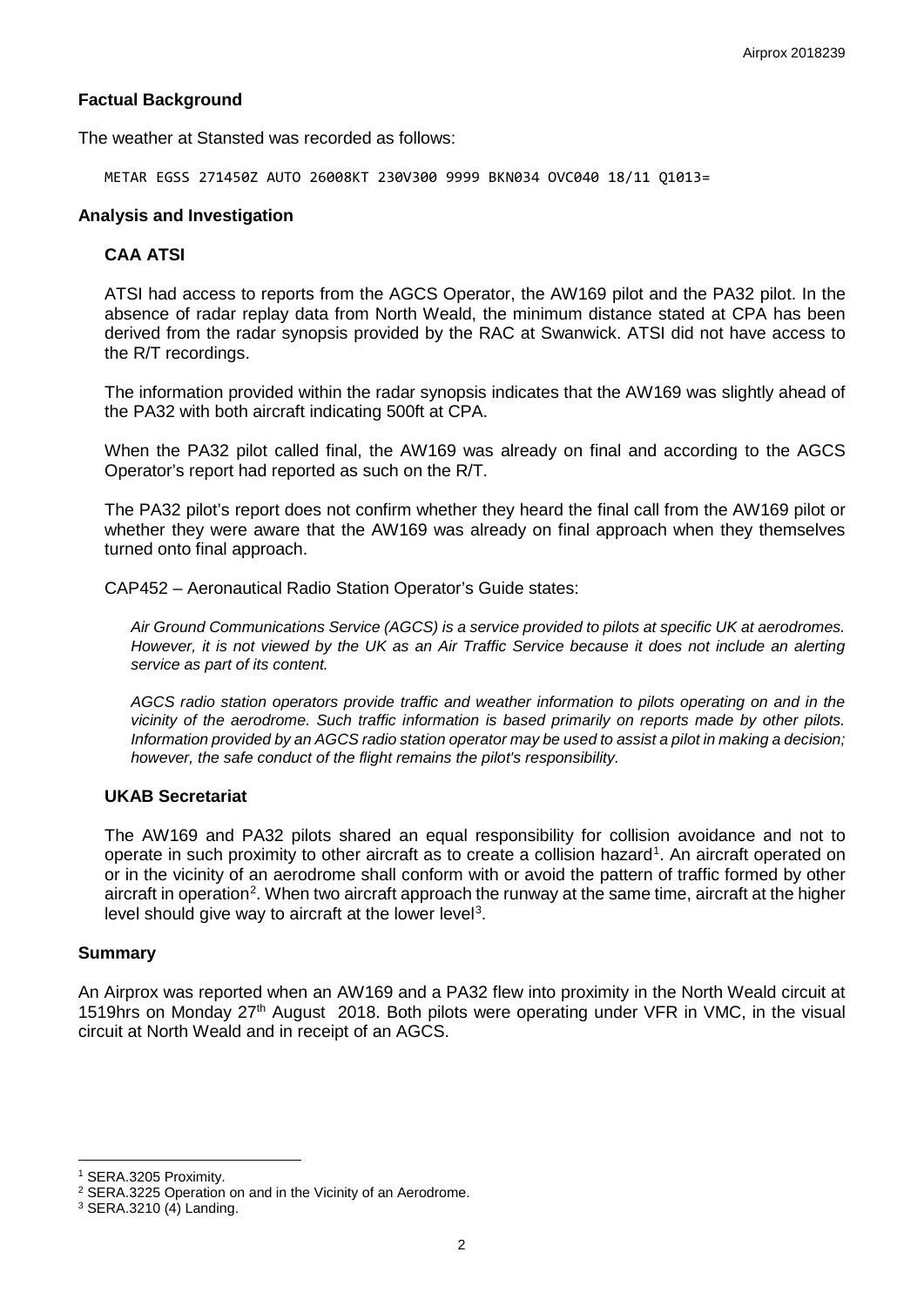### Factual Background

The weather at Stansted was recorded as follows:

```
METAR EGSS 271450Z AUTO 26008KT 230V300 9999 BKN034 OVC040 18/11 Q1013=
```

### Analysis and Investigation

#### CAA ATSI

ATSI had access to reports from the AGCS Operator, the AW169 pilot and the PA32 pilot. In the absence of radar replay data from North Weald, the minimum distance stated at CPA has been derived from the radar synopsis provided by the RAC at Swanwick. ATSI did not have access to the R/T recordings.

The information provided within the radar synopsis indicates that the AW169 was slightly ahead of the PA32 with both aircraft indicating 500ft at CPA.

When the PA32 pilot called final, the AW169 was already on final and according to the AGCS Operator's report had reported as such on the R/T.

The PA32 pilot's report does not confirm whether they heard the final call from the AW169 pilot or whether they were aware that the AW169 was already on final approach when they themselves turned onto final approach.

CAP452 – Aeronautical Radio Station Operator's Guide states:

*Air Ground Communications Service (AGCS) is a service provided to pilots at specific UK at aerodromes. However, it is not viewed by the UK as an Air Traffic Service because it does not include an alerting service as part of its content.*

*AGCS radio station operators provide traffic and weather information to pilots operating on and in the vicinity of the aerodrome. Such traffic information is based primarily on reports made by other pilots. Information provided by an AGCS radio station operator may be used to assist a pilot in making a decision; however, the safe conduct of the flight remains the pilot's responsibility.*

#### UKAB Secretariat

The AW169 and PA32 pilots shared an equal responsibility for collision avoidance and not to operate in such proximity to other aircraft as to create a collision hazard[1]. An aircraft operated on or in the vicinity of an aerodrome shall conform with or avoid the pattern of traffic formed by other aircraft in operation[2]. When two aircraft approach the runway at the same time, aircraft at the higher level should give way to aircraft at the lower level[3].

### Summary

An Airprox was reported when an AW169 and a PA32 flew into proximity in the North Weald circuit at 1519hrs on Monday 27th August 2018. Both pilots were operating under VFR in VMC, in the visual circuit at North Weald and in receipt of an AGCS.

---

[1] SERA.3205 Proximity.

[2] SERA.3225 Operation on and in the Vicinity of an Aerodrome.

[3] SERA.3210 (4) Landing.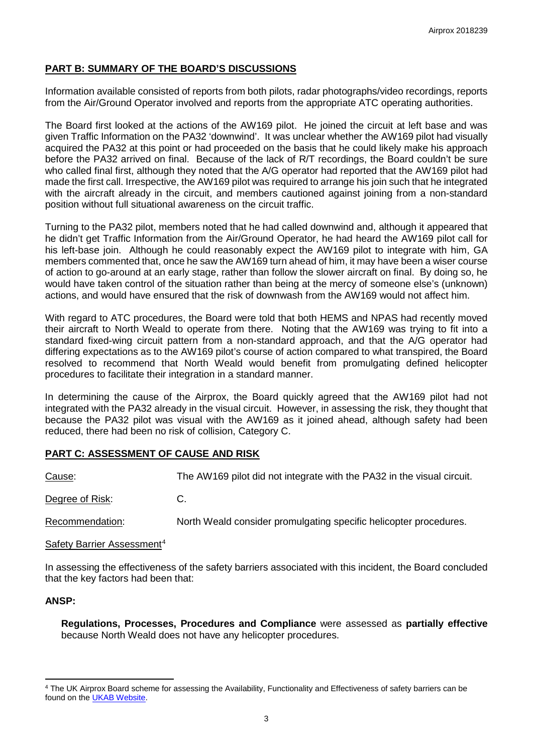## PART B: SUMMARY OF THE BOARD'S DISCUSSIONS

Information available consisted of reports from both pilots, radar photographs/video recordings, reports from the Air/Ground Operator involved and reports from the appropriate ATC operating authorities.

The Board first looked at the actions of the AW169 pilot. He joined the circuit at left base and was given Traffic Information on the PA32 'downwind'. It was unclear whether the AW169 pilot had visually acquired the PA32 at this point or had proceeded on the basis that he could likely make his approach before the PA32 arrived on final. Because of the lack of R/T recordings, the Board couldn't be sure who called final first, although they noted that the A/G operator had reported that the AW169 pilot had made the first call. Irrespective, the AW169 pilot was required to arrange his join such that he integrated with the aircraft already in the circuit, and members cautioned against joining from a non-standard position without full situational awareness on the circuit traffic.

Turning to the PA32 pilot, members noted that he had called downwind and, although it appeared that he didn't get Traffic Information from the Air/Ground Operator, he had heard the AW169 pilot call for his left-base join. Although he could reasonably expect the AW169 pilot to integrate with him, GA members commented that, once he saw the AW169 turn ahead of him, it may have been a wiser course of action to go-around at an early stage, rather than follow the slower aircraft on final. By doing so, he would have taken control of the situation rather than being at the mercy of someone else's (unknown) actions, and would have ensured that the risk of downwash from the AW169 would not affect him.

With regard to ATC procedures, the Board were told that both HEMS and NPAS had recently moved their aircraft to North Weald to operate from there. Noting that the AW169 was trying to fit into a standard fixed-wing circuit pattern from a non-standard approach, and that the A/G operator had differing expectations as to the AW169 pilot's course of action compared to what transpired, the Board resolved to recommend that North Weald would benefit from promulgating defined helicopter procedures to facilitate their integration in a standard manner.

In determining the cause of the Airprox, the Board quickly agreed that the AW169 pilot had not integrated with the PA32 already in the visual circuit. However, in assessing the risk, they thought that because the PA32 pilot was visual with the AW169 as it joined ahead, although safety had been reduced, there had been no risk of collision, Category C.

## PART C: ASSESSMENT OF CAUSE AND RISK

Cause: The AW169 pilot did not integrate with the PA32 in the visual circuit.

Degree of Risk: C.

Recommendation: North Weald consider promulgating specific helicopter procedures.

Safety Barrier Assessment[4]

In assessing the effectiveness of the safety barriers associated with this incident, the Board concluded that the key factors had been that:

### ANSP:

**Regulations, Processes, Procedures and Compliance** were assessed as **partially effective** because North Weald does not have any helicopter procedures.

---

[4] The UK Airprox Board scheme for assessing the Availability, Functionality and Effectiveness of safety barriers can be found on the UKAB Website.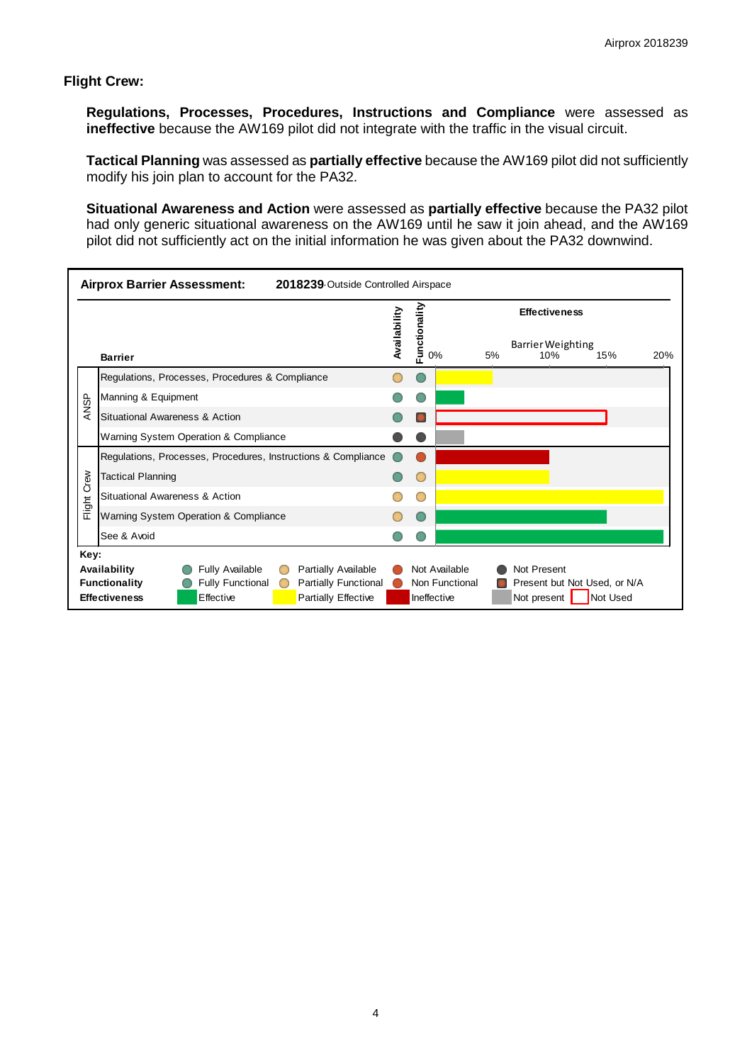**Flight Crew:**

**Regulations, Processes, Procedures, Instructions and Compliance** were assessed as **ineffective** because the AW169 pilot did not integrate with the traffic in the visual circuit.

**Tactical Planning** was assessed as **partially effective** because the AW169 pilot did not sufficiently modify his join plan to account for the PA32.

**Situational Awareness and Action** were assessed as **partially effective** because the PA32 pilot had only generic situational awareness on the AW169 until he saw it join ahead, and the AW169 pilot did not sufficiently act on the initial information he was given about the PA32 downwind.

**Airprox Barrier Assessment:** **2018239** Outside Controlled Airspace

Barrier
Availability
Functionality
Effectiveness
Barrier Weighting
0% 5% 10% 15% 20%

ANSP
Regulations, Processes, Procedures & Compliance
Manning & Equipment
Situational Awareness & Action
Warning System Operation & Compliance

Flight Crew
Regulations, Processes, Procedures, Instructions & Compliance
Tactical Planning
Situational Awareness & Action
Warning System Operation & Compliance
See & Avoid

Key:
Availability: Fully Available, Partially Available, Not Available, Not Present
Functionality: Fully Functional, Partially Functional, Non Functional, Present but Not Used, or N/A
Effectiveness: Effective, Partially Effective, Ineffective, Not present, Not Used